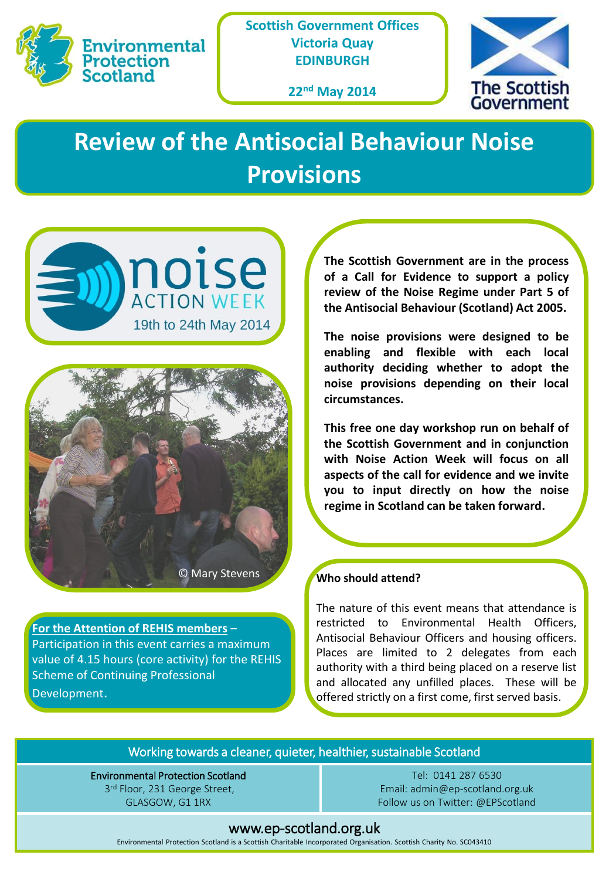Environmental Protection Scotland

**Scottish Government Offices**
**Victoria Quay**
**EDINBURGH**

**22nd May 2014**

The Scottish Government

# Review of the Antisocial Behaviour Noise Provisions

noise ACTION WEEK
19th to 24th May 2014

© Mary Stevens

**The Scottish Government are in the process of a Call for Evidence to support a policy review of the Noise Regime under Part 5 of the Antisocial Behaviour (Scotland) Act 2005.**

**The noise provisions were designed to be enabling and flexible with each local authority deciding whether to adopt the noise provisions depending on their local circumstances.**

**This free one day workshop run on behalf of the Scottish Government and in conjunction with Noise Action Week will focus on all aspects of the call for evidence and we invite you to input directly on how the noise regime in Scotland can be taken forward.**

**For the Attention of REHIS members** – Participation in this event carries a maximum value of 4.15 hours (core activity) for the REHIS Scheme of Continuing Professional Development.

**Who should attend?**

The nature of this event means that attendance is restricted to Environmental Health Officers, Antisocial Behaviour Officers and housing officers. Places are limited to 2 delegates from each authority with a third being placed on a reserve list and allocated any unfilled places. These will be offered strictly on a first come, first served basis.

Working towards a cleaner, quieter, healthier, sustainable Scotland

Environmental Protection Scotland
3rd Floor, 231 George Street,
GLASGOW, G1 1RX

Tel: 0141 287 6530
Email: admin@ep-scotland.org.uk
Follow us on Twitter: @EPScotland

www.ep-scotland.org.uk

Environmental Protection Scotland is a Scottish Charitable Incorporated Organisation. Scottish Charity No. SC043410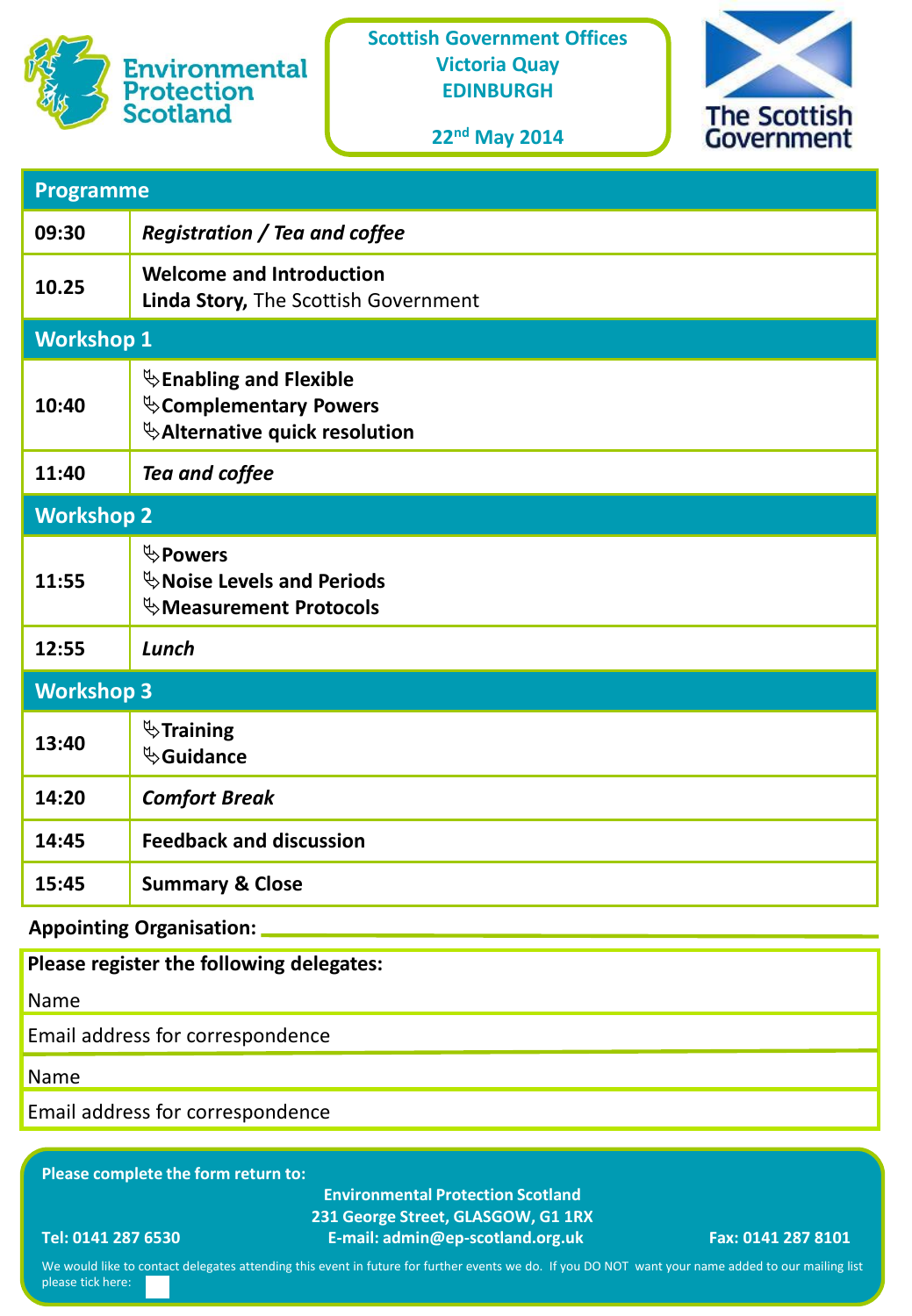Environmental Protection Scotland

**Scottish Government Offices**
**Victoria Quay**
**EDINBURGH**

**22nd May 2014**

The Scottish Government

| Programme | |
|---|---|
| **09:30** | ***Registration / Tea and coffee*** |
| **10.25** | **Welcome and Introduction**<br>**Linda Story,** The Scottish Government |
| **Workshop 1** | |
| **10:40** | ⇘**Enabling and Flexible**<br>⇘**Complementary Powers**<br>⇘**Alternative quick resolution** |
| **11:40** | ***Tea and coffee*** |
| **Workshop 2** | |
| **11:55** | ⇘**Powers**<br>⇘**Noise Levels and Periods**<br>⇘**Measurement Protocols** |
| **12:55** | ***Lunch*** |
| **Workshop 3** | |
| **13:40** | ⇘**Training**<br>⇘**Guidance** |
| **14:20** | ***Comfort Break*** |
| **14:45** | **Feedback and discussion** |
| **15:45** | **Summary & Close** |

**Appointing Organisation:** ____________________

**Please register the following delegates:**

Name

Email address for correspondence

Name

Email address for correspondence

**Please complete the form return to:**

**Environmental Protection Scotland**
**231 George Street, GLASGOW, G1 1RX**
**E-mail: admin@ep-scotland.org.uk**

**Tel: 0141 287 6530**

**Fax: 0141 287 8101**

We would like to contact delegates attending this event in future for further events we do. If you DO NOT want your name added to our mailing list please tick here: ☐